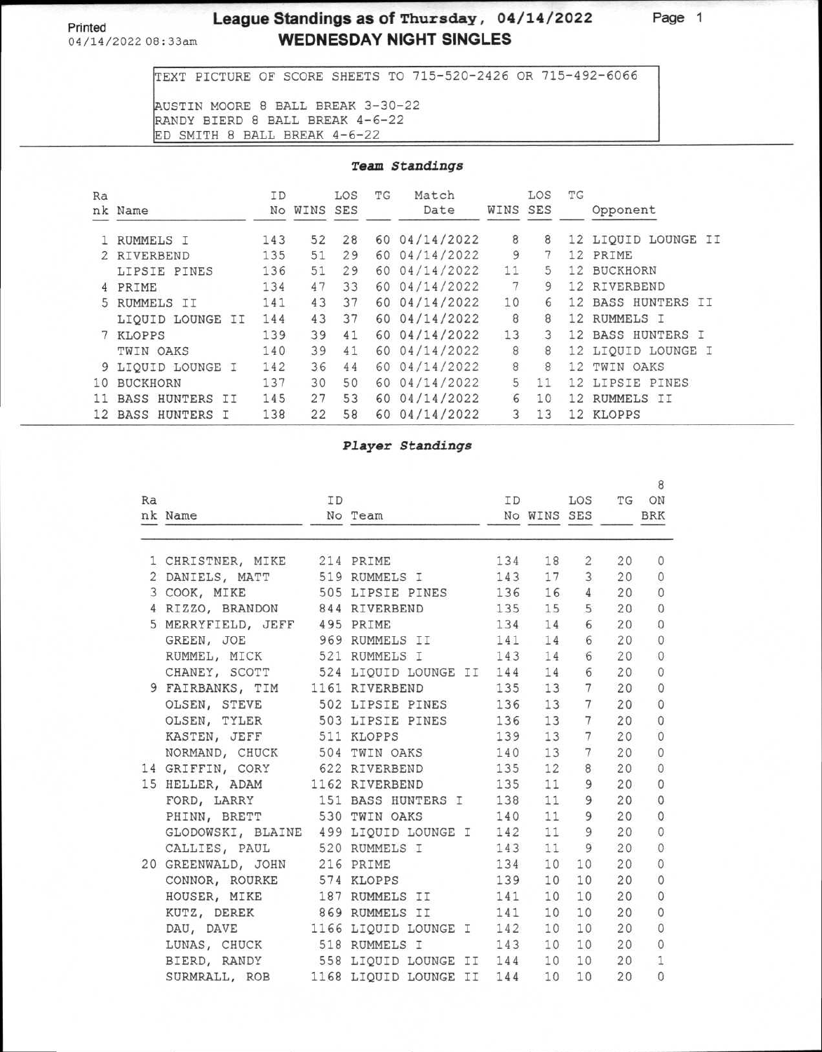Printed
04/14/2022 08:33am

# League Standings as of Thursday, 04/14/2022
## WEDNESDAY NIGHT SINGLES

TEXT PICTURE OF SCORE SHEETS TO 715-520-2426 OR 715-492-6066

AUSTIN MOORE 8 BALL BREAK 3-30-22
RANDY BIERD 8 BALL BREAK 4-6-22
ED SMITH 8 BALL BREAK 4-6-22

### *Team Standings*

| Rank | Name | ID No | WINS | LOSSES | TG | Match Date | WINS | LOSSES | TG | Opponent |
|---|---|---|---|---|---|---|---|---|---|---|
| 1 | RUMMELS I | 143 | 52 | 28 | 60 | 04/14/2022 | 8 | 8 | 12 | LIQUID LOUNGE II |
| 2 | RIVERBEND | 135 | 51 | 29 | 60 | 04/14/2022 | 9 | 7 | 12 | PRIME |
| | LIPSIE PINES | 136 | 51 | 29 | 60 | 04/14/2022 | 11 | 5 | 12 | BUCKHORN |
| 4 | PRIME | 134 | 47 | 33 | 60 | 04/14/2022 | 7 | 9 | 12 | RIVERBEND |
| 5 | RUMMELS II | 141 | 43 | 37 | 60 | 04/14/2022 | 10 | 6 | 12 | BASS HUNTERS II |
| | LIQUID LOUNGE II | 144 | 43 | 37 | 60 | 04/14/2022 | 8 | 8 | 12 | RUMMELS I |
| 7 | KLOPPS | 139 | 39 | 41 | 60 | 04/14/2022 | 13 | 3 | 12 | BASS HUNTERS I |
| | TWIN OAKS | 140 | 39 | 41 | 60 | 04/14/2022 | 8 | 8 | 12 | LIQUID LOUNGE I |
| 9 | LIQUID LOUNGE I | 142 | 36 | 44 | 60 | 04/14/2022 | 8 | 8 | 12 | TWIN OAKS |
| 10 | BUCKHORN | 137 | 30 | 50 | 60 | 04/14/2022 | 5 | 11 | 12 | LIPSIE PINES |
| 11 | BASS HUNTERS II | 145 | 27 | 53 | 60 | 04/14/2022 | 6 | 10 | 12 | RUMMELS II |
| 12 | BASS HUNTERS I | 138 | 22 | 58 | 60 | 04/14/2022 | 3 | 13 | 12 | KLOPPS |

### *Player Standings*

| Rank | Name | ID No | Team | ID No | WINS | LOSSES | TG | 8 ON BRK |
|---|---|---|---|---|---|---|---|---|
| 1 | CHRISTNER, MIKE | 214 | PRIME | 134 | 18 | 2 | 20 | 0 |
| 2 | DANIELS, MATT | 519 | RUMMELS I | 143 | 17 | 3 | 20 | 0 |
| 3 | COOK, MIKE | 505 | LIPSIE PINES | 136 | 16 | 4 | 20 | 0 |
| 4 | RIZZO, BRANDON | 844 | RIVERBEND | 135 | 15 | 5 | 20 | 0 |
| 5 | MERRYFIELD, JEFF | 495 | PRIME | 134 | 14 | 6 | 20 | 0 |
| | GREEN, JOE | 969 | RUMMELS II | 141 | 14 | 6 | 20 | 0 |
| | RUMMEL, MICK | 521 | RUMMELS I | 143 | 14 | 6 | 20 | 0 |
| | CHANEY, SCOTT | 524 | LIQUID LOUNGE II | 144 | 14 | 6 | 20 | 0 |
| 9 | FAIRBANKS, TIM | 1161 | RIVERBEND | 135 | 13 | 7 | 20 | 0 |
| | OLSEN, STEVE | 502 | LIPSIE PINES | 136 | 13 | 7 | 20 | 0 |
| | OLSEN, TYLER | 503 | LIPSIE PINES | 136 | 13 | 7 | 20 | 0 |
| | KASTEN, JEFF | 511 | KLOPPS | 139 | 13 | 7 | 20 | 0 |
| | NORMAND, CHUCK | 504 | TWIN OAKS | 140 | 13 | 7 | 20 | 0 |
| 14 | GRIFFIN, CORY | 622 | RIVERBEND | 135 | 12 | 8 | 20 | 0 |
| 15 | HELLER, ADAM | 1162 | RIVERBEND | 135 | 11 | 9 | 20 | 0 |
| | FORD, LARRY | 151 | BASS HUNTERS I | 138 | 11 | 9 | 20 | 0 |
| | PHINN, BRETT | 530 | TWIN OAKS | 140 | 11 | 9 | 20 | 0 |
| | GLODOWSKI, BLAINE | 499 | LIQUID LOUNGE I | 142 | 11 | 9 | 20 | 0 |
| | CALLIES, PAUL | 520 | RUMMELS I | 143 | 11 | 9 | 20 | 0 |
| 20 | GREENWALD, JOHN | 216 | PRIME | 134 | 10 | 10 | 20 | 0 |
| | CONNOR, ROURKE | 574 | KLOPPS | 139 | 10 | 10 | 20 | 0 |
| | HOUSER, MIKE | 187 | RUMMELS II | 141 | 10 | 10 | 20 | 0 |
| | KUTZ, DEREK | 869 | RUMMELS II | 141 | 10 | 10 | 20 | 0 |
| | DAU, DAVE | 1166 | LIQUID LOUNGE I | 142 | 10 | 10 | 20 | 0 |
| | LUNAS, CHUCK | 518 | RUMMELS I | 143 | 10 | 10 | 20 | 0 |
| | BIERD, RANDY | 558 | LIQUID LOUNGE II | 144 | 10 | 10 | 20 | 1 |
| | SURMRALL, ROB | 1168 | LIQUID LOUNGE II | 144 | 10 | 10 | 20 | 0 |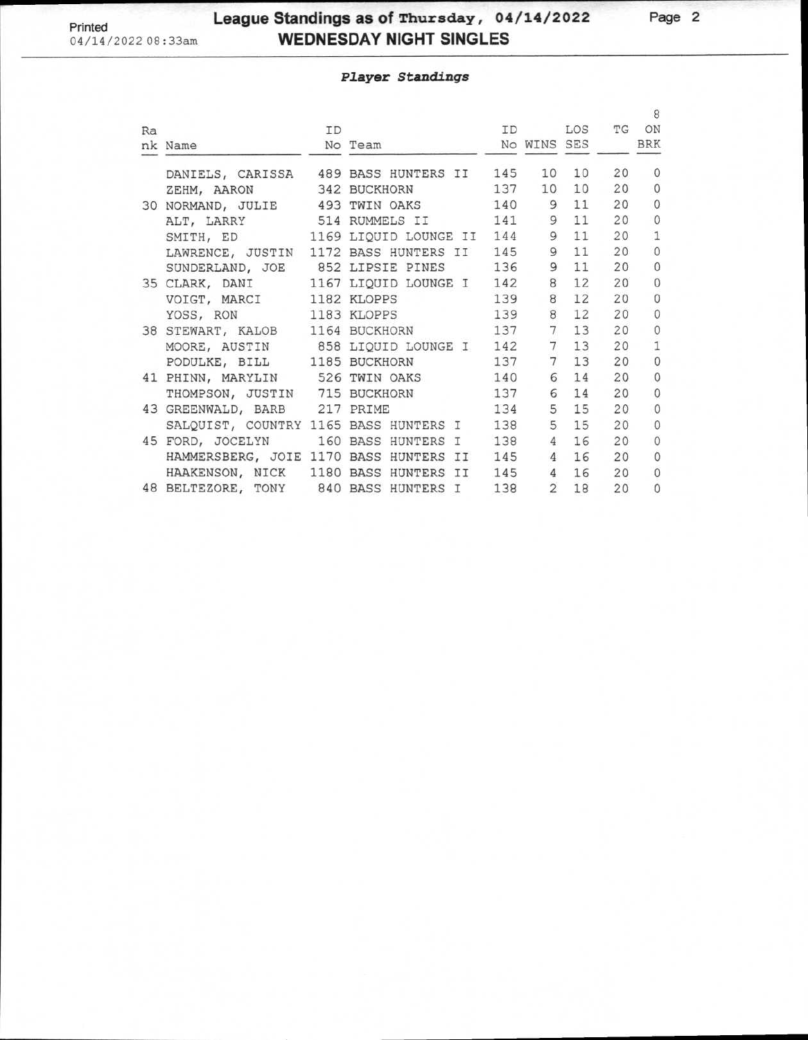# League Standings as of Thursday, 04/14/2022
## WEDNESDAY NIGHT SINGLES

### *Player Standings*

| Rank | Name | ID No | Team | ID No | WINS | LOSSES | TG | 8 ON BRK |
|---|---|---|---|---|---|---|---|---|
| | DANIELS, CARISSA | 489 | BASS HUNTERS II | 145 | 10 | 10 | 20 | 0 |
| | ZEHM, AARON | 342 | BUCKHORN | 137 | 10 | 10 | 20 | 0 |
| 30 | NORMAND, JULIE | 493 | TWIN OAKS | 140 | 9 | 11 | 20 | 0 |
| | ALT, LARRY | 514 | RUMMELS II | 141 | 9 | 11 | 20 | 0 |
| | SMITH, ED | 1169 | LIQUID LOUNGE II | 144 | 9 | 11 | 20 | 1 |
| | LAWRENCE, JUSTIN | 1172 | BASS HUNTERS II | 145 | 9 | 11 | 20 | 0 |
| | SUNDERLAND, JOE | 852 | LIPSIE PINES | 136 | 9 | 11 | 20 | 0 |
| 35 | CLARK, DANI | 1167 | LIQUID LOUNGE I | 142 | 8 | 12 | 20 | 0 |
| | VOIGT, MARCI | 1182 | KLOPPS | 139 | 8 | 12 | 20 | 0 |
| | YOSS, RON | 1183 | KLOPPS | 139 | 8 | 12 | 20 | 0 |
| 38 | STEWART, KALOB | 1164 | BUCKHORN | 137 | 7 | 13 | 20 | 0 |
| | MOORE, AUSTIN | 858 | LIQUID LOUNGE I | 142 | 7 | 13 | 20 | 1 |
| | PODULKE, BILL | 1185 | BUCKHORN | 137 | 7 | 13 | 20 | 0 |
| 41 | PHINN, MARYLIN | 526 | TWIN OAKS | 140 | 6 | 14 | 20 | 0 |
| | THOMPSON, JUSTIN | 715 | BUCKHORN | 137 | 6 | 14 | 20 | 0 |
| 43 | GREENWALD, BARB | 217 | PRIME | 134 | 5 | 15 | 20 | 0 |
| | SALQUIST, COUNTRY | 1165 | BASS HUNTERS I | 138 | 5 | 15 | 20 | 0 |
| 45 | FORD, JOCELYN | 160 | BASS HUNTERS I | 138 | 4 | 16 | 20 | 0 |
| | HAMMERSBERG, JOIE | 1170 | BASS HUNTERS II | 145 | 4 | 16 | 20 | 0 |
| | HAAKENSON, NICK | 1180 | BASS HUNTERS II | 145 | 4 | 16 | 20 | 0 |
| 48 | BELTEZORE, TONY | 840 | BASS HUNTERS I | 138 | 2 | 18 | 20 | 0 |